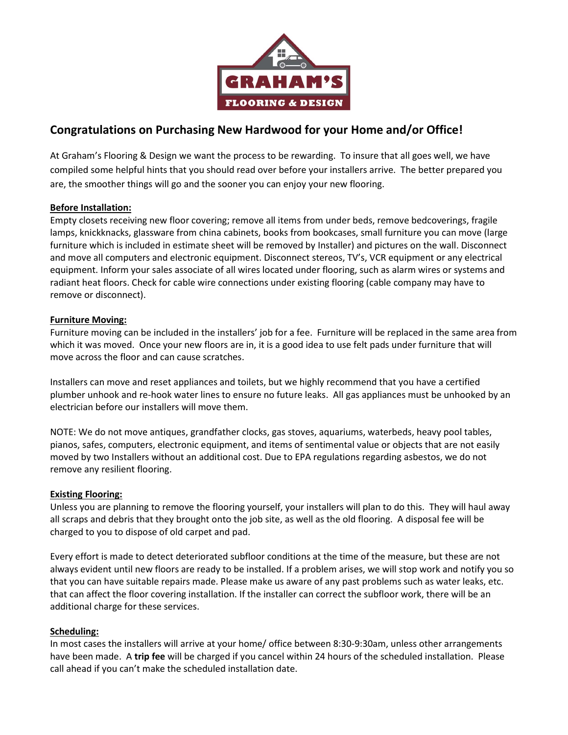# Congratulations on Purchasing New Hardwood for your Home and/or Office!

At Graham's Flooring & Design we want the process to be rewarding. To insure that all goes well, we have compiled some helpful hints that you should read over before your installers arrive. The better prepared you are, the smoother things will go and the sooner you can enjoy your new flooring.

## Before Installation:

Empty closets receiving new floor covering; remove all items from under beds, remove bedcoverings, fragile lamps, knickknacks, glassware from china cabinets, books from bookcases, small furniture you can move (large furniture which is included in estimate sheet will be removed by Installer) and pictures on the wall. Disconnect and move all computers and electronic equipment. Disconnect stereos, TV's, VCR equipment or any electrical equipment. Inform your sales associate of all wires located under flooring, such as alarm wires or systems and radiant heat floors. Check for cable wire connections under existing flooring (cable company may have to remove or disconnect).

## Furniture Moving:

Furniture moving can be included in the installers' job for a fee. Furniture will be replaced in the same area from which it was moved. Once your new floors are in, it is a good idea to use felt pads under furniture that will move across the floor and can cause scratches.

Installers can move and reset appliances and toilets, but we highly recommend that you have a certified plumber unhook and re-hook water lines to ensure no future leaks. All gas appliances must be unhooked by an electrician before our installers will move them.

NOTE: We do not move antiques, grandfather clocks, gas stoves, aquariums, waterbeds, heavy pool tables, pianos, safes, computers, electronic equipment, and items of sentimental value or objects that are not easily moved by two Installers without an additional cost. Due to EPA regulations regarding asbestos, we do not remove any resilient flooring.

## Existing Flooring:

Unless you are planning to remove the flooring yourself, your installers will plan to do this. They will haul away all scraps and debris that they brought onto the job site, as well as the old flooring. A disposal fee will be charged to you to dispose of old carpet and pad.

Every effort is made to detect deteriorated subfloor conditions at the time of the measure, but these are not always evident until new floors are ready to be installed. If a problem arises, we will stop work and notify you so that you can have suitable repairs made. Please make us aware of any past problems such as water leaks, etc. that can affect the floor covering installation. If the installer can correct the subfloor work, there will be an additional charge for these services.

## Scheduling:

In most cases the installers will arrive at your home/ office between 8:30-9:30am, unless other arrangements have been made. A **trip fee** will be charged if you cancel within 24 hours of the scheduled installation. Please call ahead if you can't make the scheduled installation date.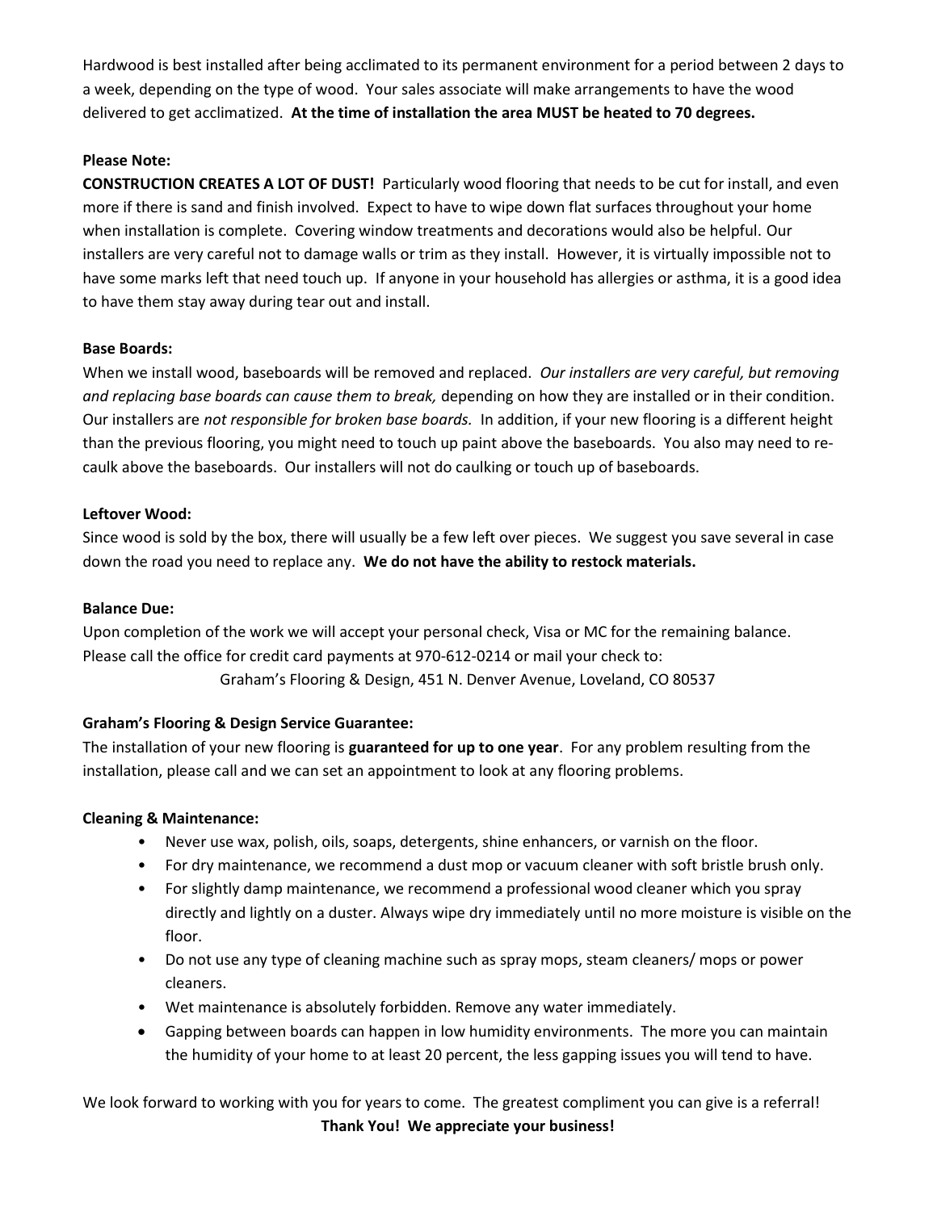Hardwood is best installed after being acclimated to its permanent environment for a period between 2 days to a week, depending on the type of wood. Your sales associate will make arrangements to have the wood delivered to get acclimatized. **At the time of installation the area MUST be heated to 70 degrees.**

**Please Note:**
**CONSTRUCTION CREATES A LOT OF DUST!** Particularly wood flooring that needs to be cut for install, and even more if there is sand and finish involved. Expect to have to wipe down flat surfaces throughout your home when installation is complete. Covering window treatments and decorations would also be helpful. Our installers are very careful not to damage walls or trim as they install. However, it is virtually impossible not to have some marks left that need touch up. If anyone in your household has allergies or asthma, it is a good idea to have them stay away during tear out and install.

**Base Boards:**
When we install wood, baseboards will be removed and replaced. *Our installers are very careful, but removing and replacing base boards can cause them to break,* depending on how they are installed or in their condition. Our installers are *not responsible for broken base boards.* In addition, if your new flooring is a different height than the previous flooring, you might need to touch up paint above the baseboards. You also may need to re-caulk above the baseboards. Our installers will not do caulking or touch up of baseboards.

**Leftover Wood:**
Since wood is sold by the box, there will usually be a few left over pieces. We suggest you save several in case down the road you need to replace any. **We do not have the ability to restock materials.**

**Balance Due:**
Upon completion of the work we will accept your personal check, Visa or MC for the remaining balance. Please call the office for credit card payments at 970-612-0214 or mail your check to:

Graham's Flooring & Design, 451 N. Denver Avenue, Loveland, CO 80537

**Graham's Flooring & Design Service Guarantee:**
The installation of your new flooring is **guaranteed for up to one year**. For any problem resulting from the installation, please call and we can set an appointment to look at any flooring problems.

**Cleaning & Maintenance:**

- Never use wax, polish, oils, soaps, detergents, shine enhancers, or varnish on the floor.
- For dry maintenance, we recommend a dust mop or vacuum cleaner with soft bristle brush only.
- For slightly damp maintenance, we recommend a professional wood cleaner which you spray directly and lightly on a duster. Always wipe dry immediately until no more moisture is visible on the floor.
- Do not use any type of cleaning machine such as spray mops, steam cleaners/ mops or power cleaners.
- Wet maintenance is absolutely forbidden. Remove any water immediately.
- Gapping between boards can happen in low humidity environments. The more you can maintain the humidity of your home to at least 20 percent, the less gapping issues you will tend to have.

We look forward to working with you for years to come. The greatest compliment you can give is a referral!

**Thank You! We appreciate your business!**